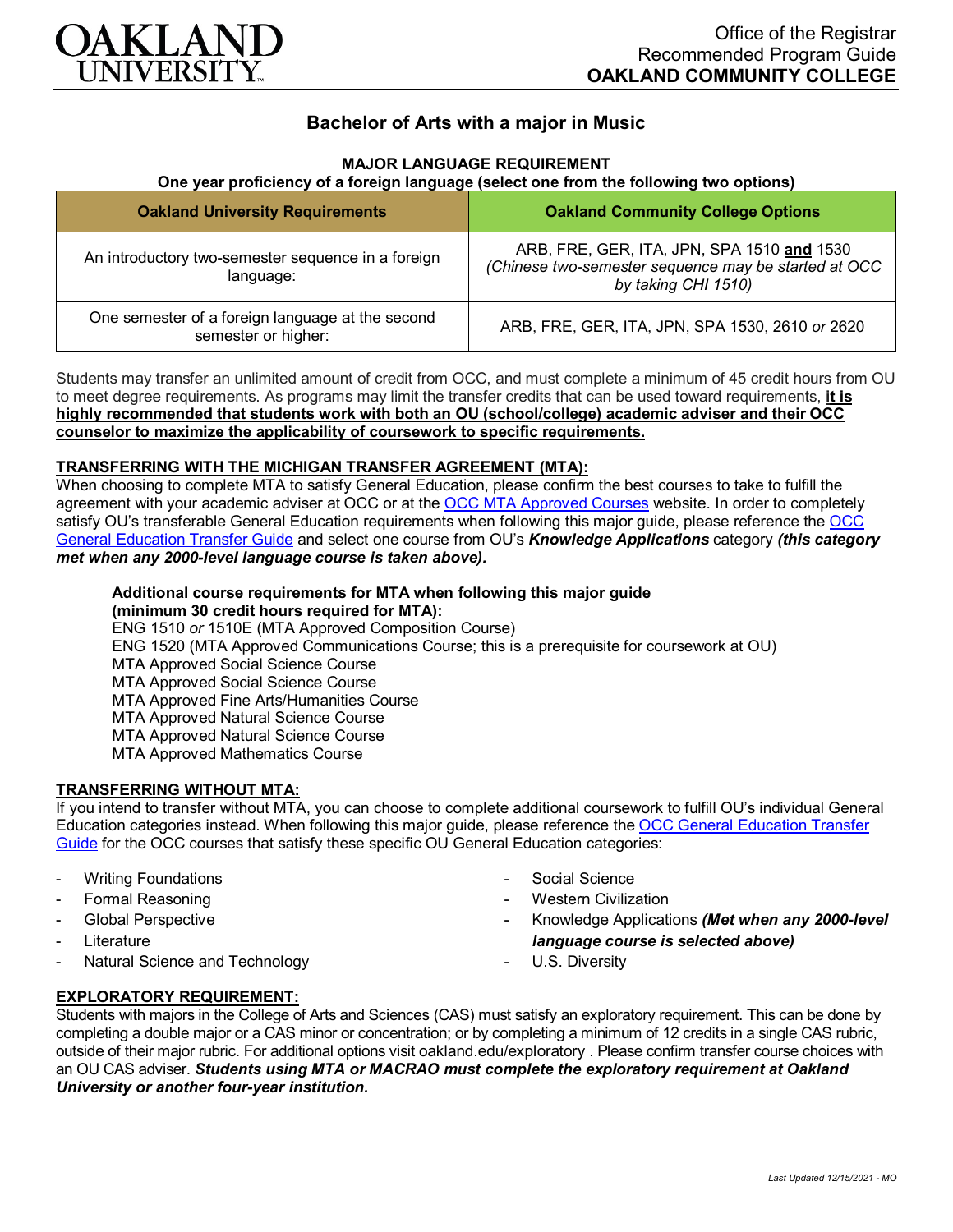# Bachelor of Arts with a major in Music

**MAJOR LANGUAGE REQUIREMENT**
**One year proficiency of a foreign language (select one from the following two options)**

| Oakland University Requirements | Oakland Community College Options |
|---|---|
| An introductory two-semester sequence in a foreign language: | ARB, FRE, GER, ITA, JPN, SPA 1510 **and** 1530 *(Chinese two-semester sequence may be started at OCC by taking CHI 1510)* |
| One semester of a foreign language at the second semester or higher: | ARB, FRE, GER, ITA, JPN, SPA 1530, 2610 *or* 2620 |

Students may transfer an unlimited amount of credit from OCC, and must complete a minimum of 45 credit hours from OU to meet degree requirements. As programs may limit the transfer credits that can be used toward requirements, **it is highly recommended that students work with both an OU (school/college) academic adviser and their OCC counselor to maximize the applicability of coursework to specific requirements.**

## TRANSFERRING WITH THE MICHIGAN TRANSFER AGREEMENT (MTA):

When choosing to complete MTA to satisfy General Education, please confirm the best courses to take to fulfill the agreement with your academic adviser at OCC or at the OCC MTA Approved Courses website. In order to completely satisfy OU's transferable General Education requirements when following this major guide, please reference the OCC General Education Transfer Guide and select one course from OU's ***Knowledge Applications*** category ***(this category met when any 2000-level language course is taken above).***

**Additional course requirements for MTA when following this major guide (minimum 30 credit hours required for MTA):**
ENG 1510 *or* 1510E (MTA Approved Composition Course)
ENG 1520 (MTA Approved Communications Course; this is a prerequisite for coursework at OU)
MTA Approved Social Science Course
MTA Approved Social Science Course
MTA Approved Fine Arts/Humanities Course
MTA Approved Natural Science Course
MTA Approved Natural Science Course
MTA Approved Mathematics Course

## TRANSFERRING WITHOUT MTA:

If you intend to transfer without MTA, you can choose to complete additional coursework to fulfill OU's individual General Education categories instead. When following this major guide, please reference the OCC General Education Transfer Guide for the OCC courses that satisfy these specific OU General Education categories:

- Writing Foundations
- Formal Reasoning
- Global Perspective
- Literature
- Natural Science and Technology
- Social Science
- Western Civilization
- Knowledge Applications ***(Met when any 2000-level language course is selected above)***
- U.S. Diversity

## EXPLORATORY REQUIREMENT:

Students with majors in the College of Arts and Sciences (CAS) must satisfy an exploratory requirement. This can be done by completing a double major or a CAS minor or concentration; or by completing a minimum of 12 credits in a single CAS rubric, outside of their major rubric. For additional options visit oakland.edu/exploratory . Please confirm transfer course choices with an OU CAS adviser. ***Students using MTA or MACRAO must complete the exploratory requirement at Oakland University or another four-year institution.***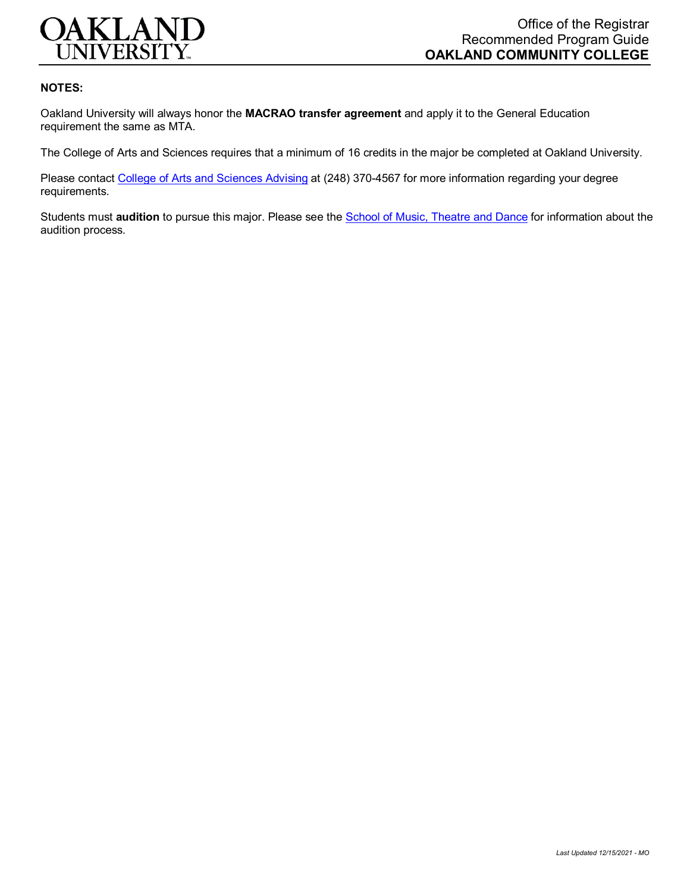**NOTES:**

Oakland University will always honor the **MACRAO transfer agreement** and apply it to the General Education requirement the same as MTA.

The College of Arts and Sciences requires that a minimum of 16 credits in the major be completed at Oakland University.

Please contact College of Arts and Sciences Advising at (248) 370-4567 for more information regarding your degree requirements.

Students must **audition** to pursue this major. Please see the School of Music, Theatre and Dance for information about the audition process.

*Last Updated 12/15/2021 - MO*